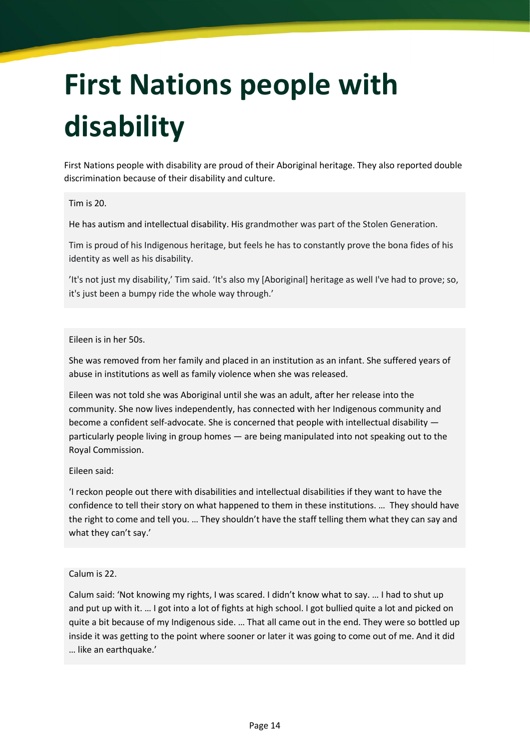# First Nations people with disability

First Nations people with disability are proud of their Aboriginal heritage. They also reported double discrimination because of their disability and culture.

> Tim is 20.
>
> He has autism and intellectual disability. His grandmother was part of the Stolen Generation.
>
> Tim is proud of his Indigenous heritage, but feels he has to constantly prove the bona fides of his identity as well as his disability.
>
> 'It's not just my disability,' Tim said. 'It's also my [Aboriginal] heritage as well I've had to prove; so, it's just been a bumpy ride the whole way through.'

> Eileen is in her 50s.
>
> She was removed from her family and placed in an institution as an infant. She suffered years of abuse in institutions as well as family violence when she was released.
>
> Eileen was not told she was Aboriginal until she was an adult, after her release into the community. She now lives independently, has connected with her Indigenous community and become a confident self-advocate. She is concerned that people with intellectual disability — particularly people living in group homes — are being manipulated into not speaking out to the Royal Commission.
>
> Eileen said:
>
> 'I reckon people out there with disabilities and intellectual disabilities if they want to have the confidence to tell their story on what happened to them in these institutions. … They should have the right to come and tell you. … They shouldn't have the staff telling them what they can say and what they can't say.'

> Calum is 22.
>
> Calum said: 'Not knowing my rights, I was scared. I didn't know what to say. … I had to shut up and put up with it. … I got into a lot of fights at high school. I got bullied quite a lot and picked on quite a bit because of my Indigenous side. … That all came out in the end. They were so bottled up inside it was getting to the point where sooner or later it was going to come out of me. And it did … like an earthquake.'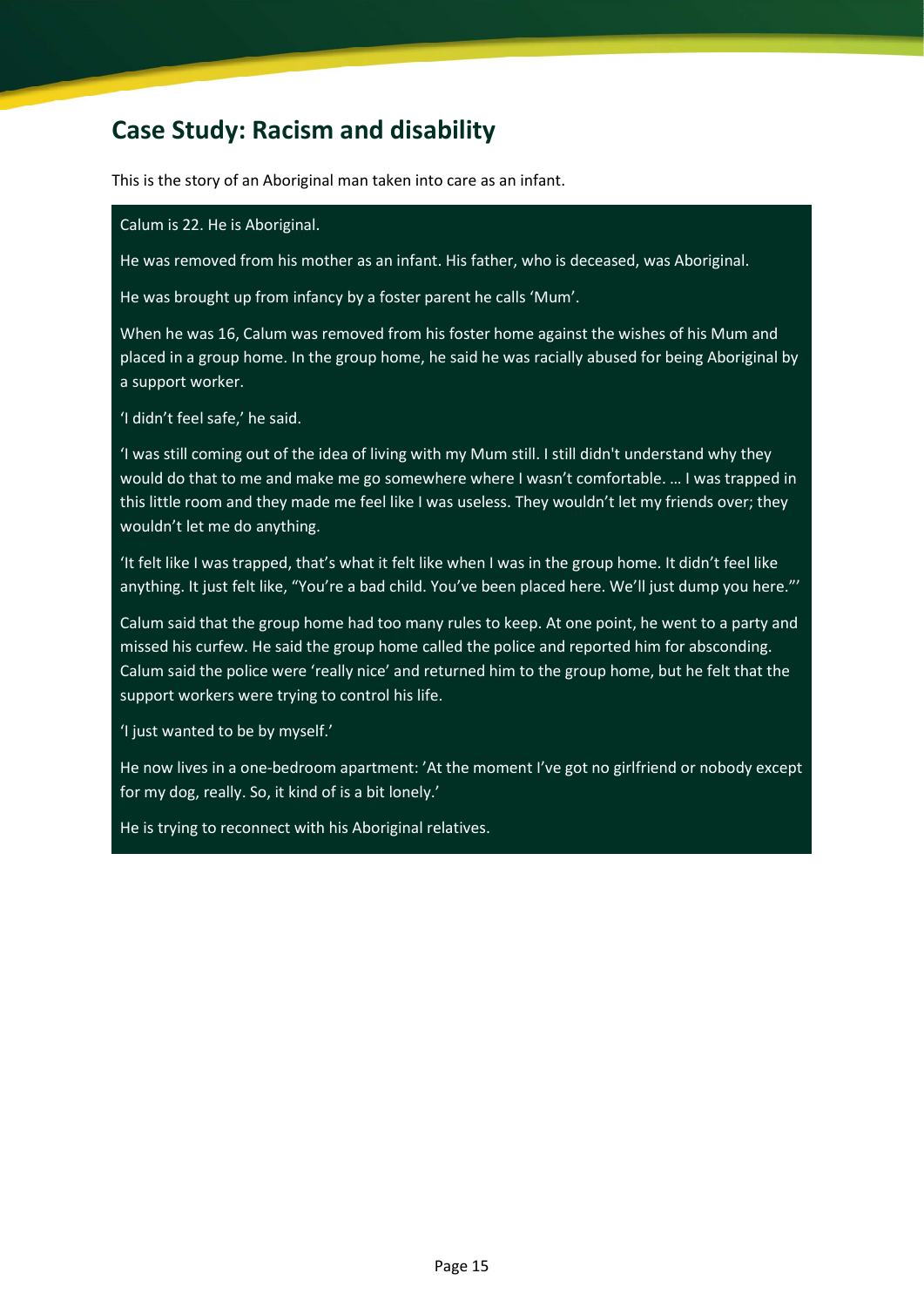## Case Study: Racism and disability

This is the story of an Aboriginal man taken into care as an infant.

> Calum is 22. He is Aboriginal.
>
> He was removed from his mother as an infant. His father, who is deceased, was Aboriginal.
>
> He was brought up from infancy by a foster parent he calls 'Mum'.
>
> When he was 16, Calum was removed from his foster home against the wishes of his Mum and placed in a group home. In the group home, he said he was racially abused for being Aboriginal by a support worker.
>
> 'I didn't feel safe,' he said.
>
> 'I was still coming out of the idea of living with my Mum still. I still didn't understand why they would do that to me and make me go somewhere where I wasn't comfortable. … I was trapped in this little room and they made me feel like I was useless. They wouldn't let my friends over; they wouldn't let me do anything.
>
> 'It felt like I was trapped, that's what it felt like when I was in the group home. It didn't feel like anything. It just felt like, "You're a bad child. You've been placed here. We'll just dump you here."'
>
> Calum said that the group home had too many rules to keep. At one point, he went to a party and missed his curfew. He said the group home called the police and reported him for absconding. Calum said the police were 'really nice' and returned him to the group home, but he felt that the support workers were trying to control his life.
>
> 'I just wanted to be by myself.'
>
> He now lives in a one-bedroom apartment: 'At the moment I've got no girlfriend or nobody except for my dog, really. So, it kind of is a bit lonely.'
>
> He is trying to reconnect with his Aboriginal relatives.